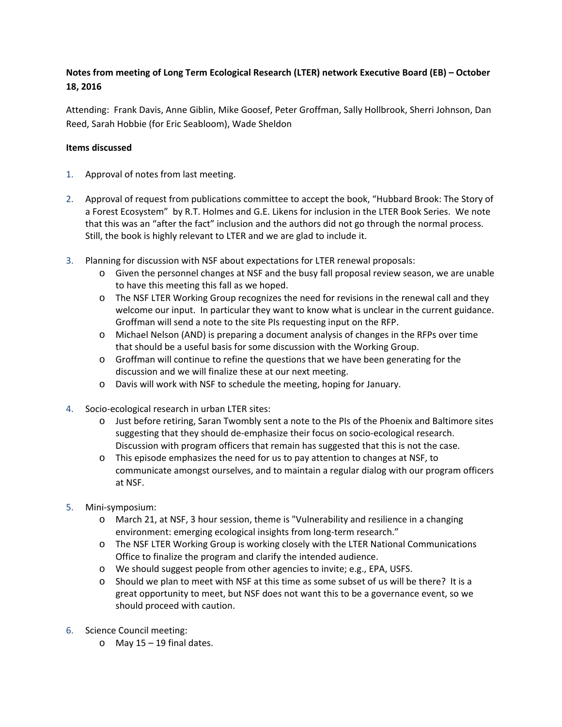**Notes from meeting of Long Term Ecological Research (LTER) network Executive Board (EB) – October 18, 2016**

Attending: Frank Davis, Anne Giblin, Mike Goosef, Peter Groffman, Sally Hollbrook, Sherri Johnson, Dan Reed, Sarah Hobbie (for Eric Seabloom), Wade Sheldon

**Items discussed**

1. Approval of notes from last meeting.

2. Approval of request from publications committee to accept the book, "Hubbard Brook: The Story of a Forest Ecosystem" by R.T. Holmes and G.E. Likens for inclusion in the LTER Book Series. We note that this was an "after the fact" inclusion and the authors did not go through the normal process. Still, the book is highly relevant to LTER and we are glad to include it.

3. Planning for discussion with NSF about expectations for LTER renewal proposals:
   - Given the personnel changes at NSF and the busy fall proposal review season, we are unable to have this meeting this fall as we hoped.
   - The NSF LTER Working Group recognizes the need for revisions in the renewal call and they welcome our input. In particular they want to know what is unclear in the current guidance. Groffman will send a note to the site PIs requesting input on the RFP.
   - Michael Nelson (AND) is preparing a document analysis of changes in the RFPs over time that should be a useful basis for some discussion with the Working Group.
   - Groffman will continue to refine the questions that we have been generating for the discussion and we will finalize these at our next meeting.
   - Davis will work with NSF to schedule the meeting, hoping for January.

4. Socio-ecological research in urban LTER sites:
   - Just before retiring, Saran Twombly sent a note to the PIs of the Phoenix and Baltimore sites suggesting that they should de-emphasize their focus on socio-ecological research. Discussion with program officers that remain has suggested that this is not the case.
   - This episode emphasizes the need for us to pay attention to changes at NSF, to communicate amongst ourselves, and to maintain a regular dialog with our program officers at NSF.

5. Mini-symposium:
   - March 21, at NSF, 3 hour session, theme is "Vulnerability and resilience in a changing environment: emerging ecological insights from long-term research."
   - The NSF LTER Working Group is working closely with the LTER National Communications Office to finalize the program and clarify the intended audience.
   - We should suggest people from other agencies to invite; e.g., EPA, USFS.
   - Should we plan to meet with NSF at this time as some subset of us will be there? It is a great opportunity to meet, but NSF does not want this to be a governance event, so we should proceed with caution.

6. Science Council meeting:
   - May 15 – 19 final dates.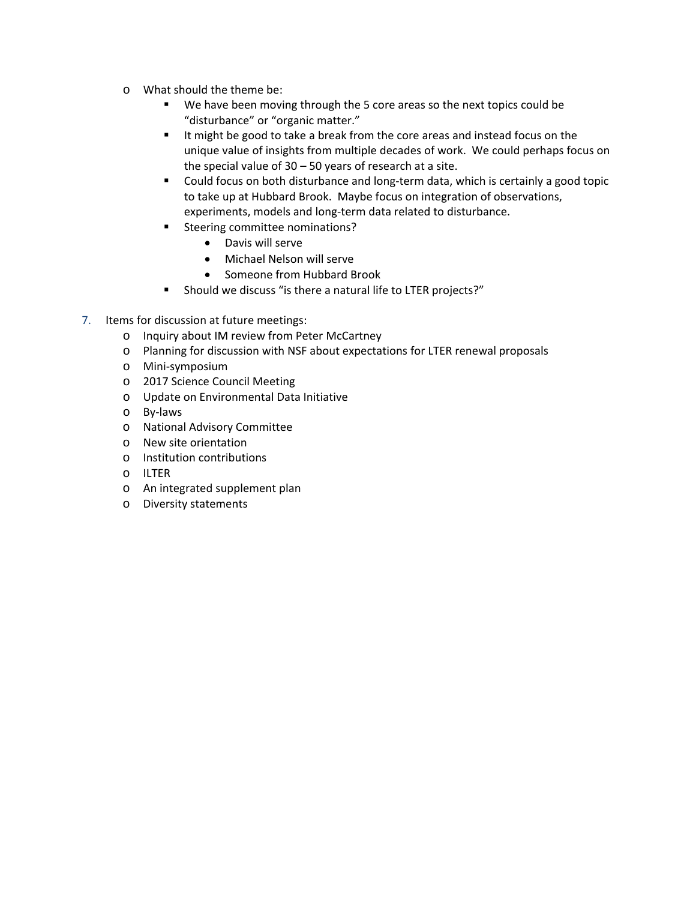- What should the theme be:
  - We have been moving through the 5 core areas so the next topics could be "disturbance" or "organic matter."
  - It might be good to take a break from the core areas and instead focus on the unique value of insights from multiple decades of work. We could perhaps focus on the special value of 30 – 50 years of research at a site.
  - Could focus on both disturbance and long-term data, which is certainly a good topic to take up at Hubbard Brook. Maybe focus on integration of observations, experiments, models and long-term data related to disturbance.
  - Steering committee nominations?
    - Davis will serve
    - Michael Nelson will serve
    - Someone from Hubbard Brook
  - Should we discuss "is there a natural life to LTER projects?"

7. Items for discussion at future meetings:
   - Inquiry about IM review from Peter McCartney
   - Planning for discussion with NSF about expectations for LTER renewal proposals
   - Mini-symposium
   - 2017 Science Council Meeting
   - Update on Environmental Data Initiative
   - By-laws
   - National Advisory Committee
   - New site orientation
   - Institution contributions
   - ILTER
   - An integrated supplement plan
   - Diversity statements